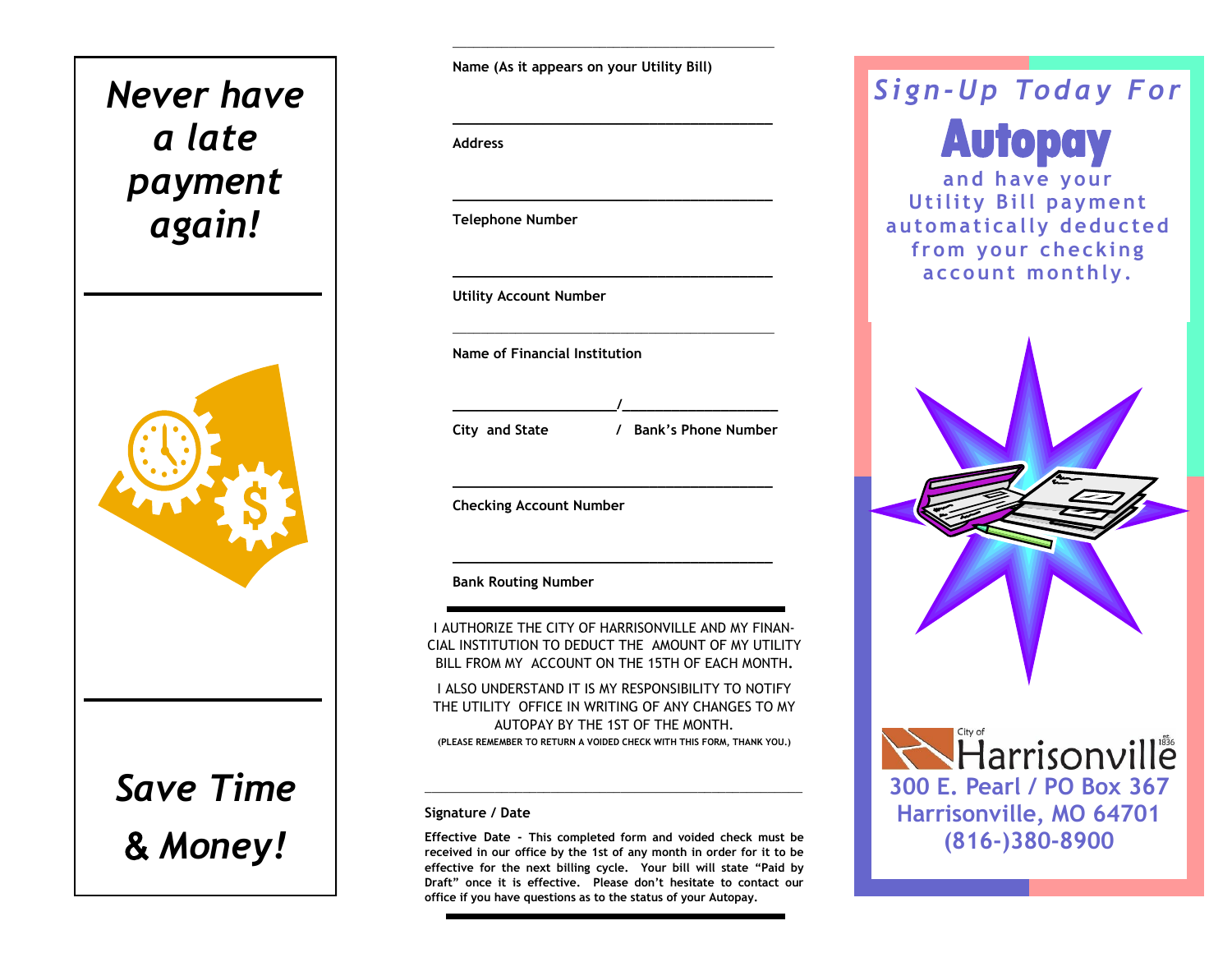*Never have a late payment again!*

*Save Time & Money!*

Name (As it appears on your Utility Bill)

Address

Telephone Number

Utility Account Number

Name of Financial Institution

City and State / Bank's Phone Number

Checking Account Number

Bank Routing Number

I AUTHORIZE THE CITY OF HARRISONVILLE AND MY FINANCIAL INSTITUTION TO DEDUCT THE AMOUNT OF MY UTILITY BILL FROM MY ACCOUNT ON THE 15TH OF EACH MONTH.

I ALSO UNDERSTAND IT IS MY RESPONSIBILITY TO NOTIFY THE UTILITY OFFICE IN WRITING OF ANY CHANGES TO MY AUTOPAY BY THE 1ST OF THE MONTH.

(PLEASE REMEMBER TO RETURN A VOIDED CHECK WITH THIS FORM, THANK YOU.)

Signature / Date

**Effective Date - This completed form and voided check must be received in our office by the 1st of any month in order for it to be effective for the next billing cycle. Your bill will state "Paid by Draft" once it is effective. Please don't hesitate to contact our office if you have questions as to the status of your Autopay.**

*Sign-Up Today For*

# Autopay

and have your Utility Bill payment automatically deducted from your checking account monthly.

City of Harrisonville est. 1836

300 E. Pearl / PO Box 367
Harrisonville, MO 64701
(816-)380-8900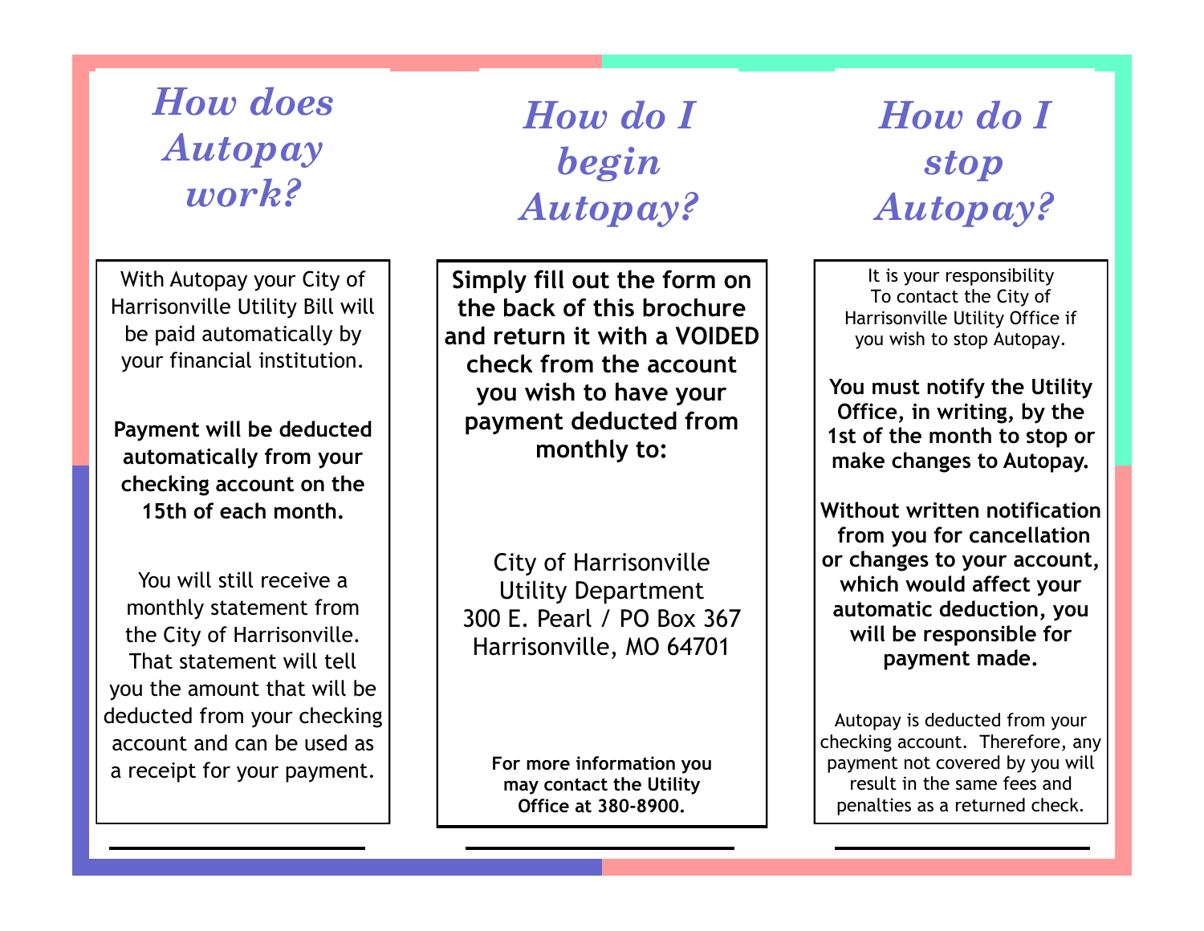# *How does Autopay work?*

With Autopay your City of Harrisonville Utility Bill will be paid automatically by your financial institution.

**Payment will be deducted automatically from your checking account on the 15th of each month.**

You will still receive a monthly statement from the City of Harrisonville. That statement will tell you the amount that will be deducted from your checking account and can be used as a receipt for your payment.

# *How do I begin Autopay?*

**Simply fill out the form on the back of this brochure and return it with a VOIDED check from the account you wish to have your payment deducted from monthly to:**

City of Harrisonville
Utility Department
300 E. Pearl / PO Box 367
Harrisonville, MO 64701

**For more information you may contact the Utility Office at 380-8900.**

# *How do I stop Autopay?*

It is your responsibility To contact the City of Harrisonville Utility Office if you wish to stop Autopay.

**You must notify the Utility Office, in writing, by the 1st of the month to stop or make changes to Autopay.**

**Without written notification from you for cancellation or changes to your account, which would affect your automatic deduction, you will be responsible for payment made.**

Autopay is deducted from your checking account. Therefore, any payment not covered by you will result in the same fees and penalties as a returned check.